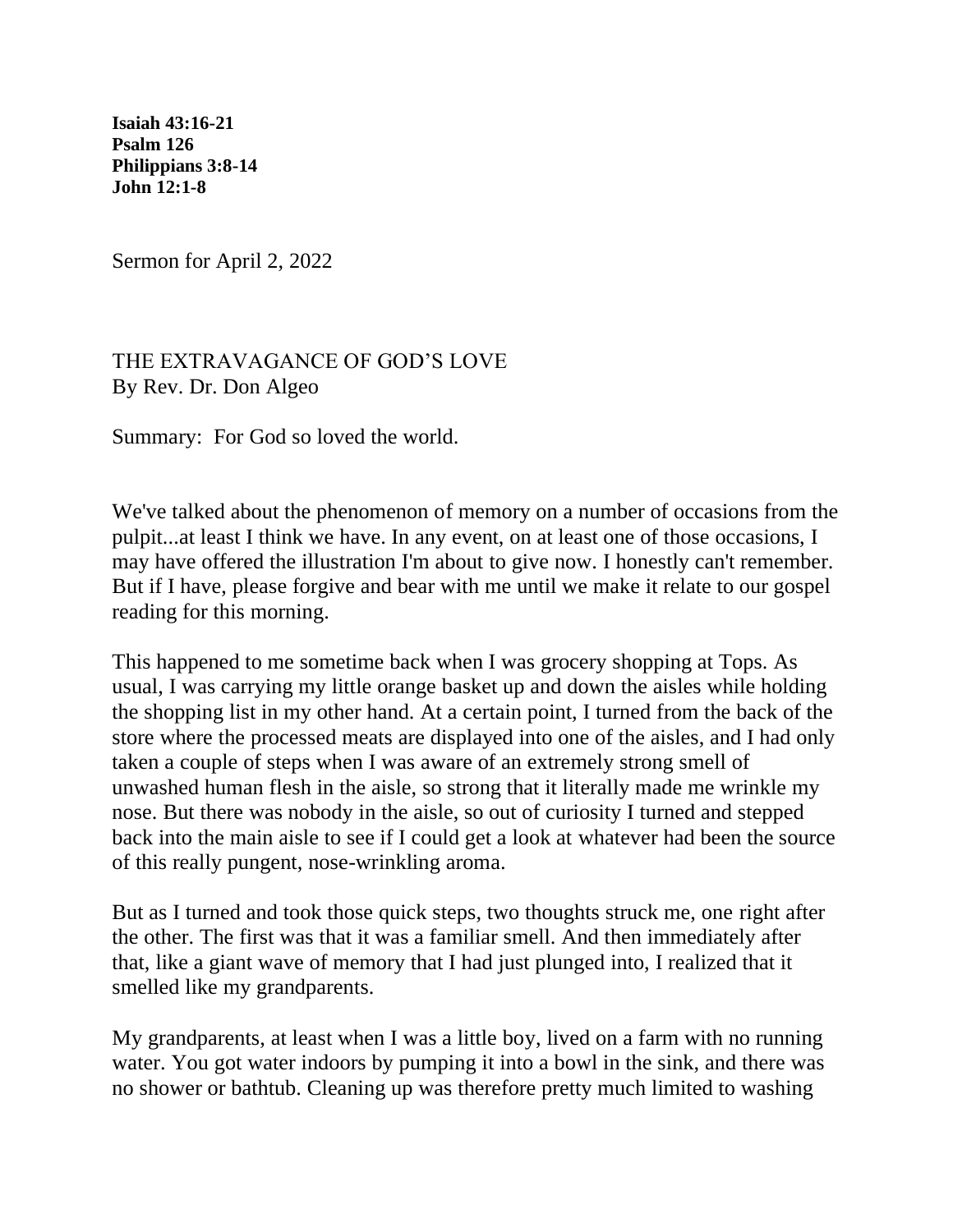**Isaiah 43:16-21**
**Psalm 126**
**Philippians 3:8-14**
**John 12:1-8**

Sermon for April 2, 2022

# THE EXTRAVAGANCE OF GOD'S LOVE

By Rev. Dr. Don Algeo

Summary: For God so loved the world.

We've talked about the phenomenon of memory on a number of occasions from the pulpit...at least I think we have. In any event, on at least one of those occasions, I may have offered the illustration I'm about to give now. I honestly can't remember. But if I have, please forgive and bear with me until we make it relate to our gospel reading for this morning.

This happened to me sometime back when I was grocery shopping at Tops. As usual, I was carrying my little orange basket up and down the aisles while holding the shopping list in my other hand. At a certain point, I turned from the back of the store where the processed meats are displayed into one of the aisles, and I had only taken a couple of steps when I was aware of an extremely strong smell of unwashed human flesh in the aisle, so strong that it literally made me wrinkle my nose. But there was nobody in the aisle, so out of curiosity I turned and stepped back into the main aisle to see if I could get a look at whatever had been the source of this really pungent, nose-wrinkling aroma.

But as I turned and took those quick steps, two thoughts struck me, one right after the other. The first was that it was a familiar smell. And then immediately after that, like a giant wave of memory that I had just plunged into, I realized that it smelled like my grandparents.

My grandparents, at least when I was a little boy, lived on a farm with no running water. You got water indoors by pumping it into a bowl in the sink, and there was no shower or bathtub. Cleaning up was therefore pretty much limited to washing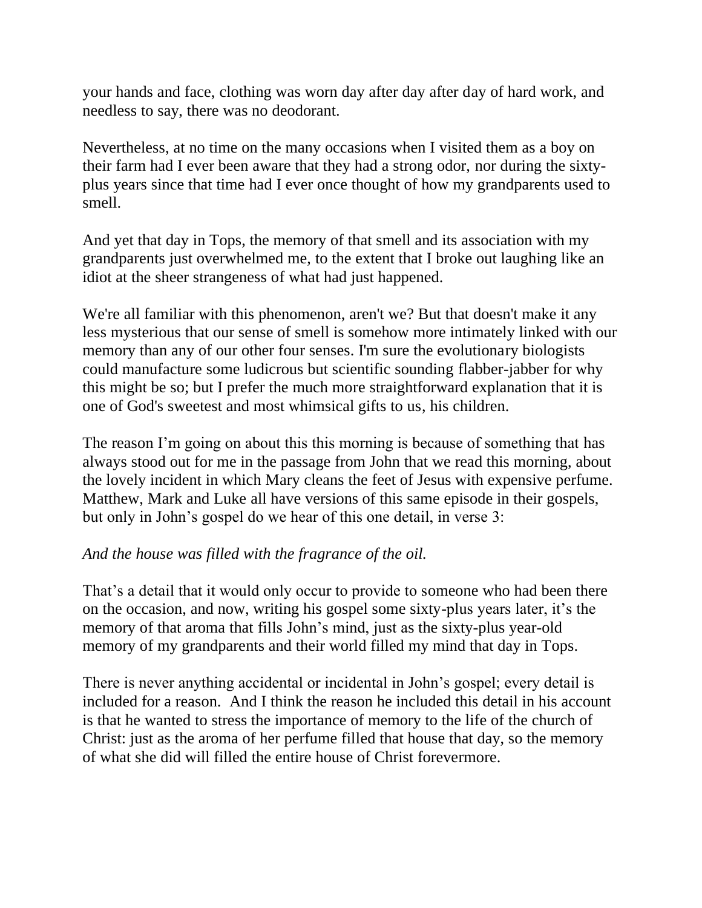your hands and face, clothing was worn day after day after day of hard work, and needless to say, there was no deodorant.

Nevertheless, at no time on the many occasions when I visited them as a boy on their farm had I ever been aware that they had a strong odor, nor during the sixty-plus years since that time had I ever once thought of how my grandparents used to smell.

And yet that day in Tops, the memory of that smell and its association with my grandparents just overwhelmed me, to the extent that I broke out laughing like an idiot at the sheer strangeness of what had just happened.

We're all familiar with this phenomenon, aren't we? But that doesn't make it any less mysterious that our sense of smell is somehow more intimately linked with our memory than any of our other four senses. I'm sure the evolutionary biologists could manufacture some ludicrous but scientific sounding flabber-jabber for why this might be so; but I prefer the much more straightforward explanation that it is one of God's sweetest and most whimsical gifts to us, his children.

The reason I'm going on about this this morning is because of something that has always stood out for me in the passage from John that we read this morning, about the lovely incident in which Mary cleans the feet of Jesus with expensive perfume. Matthew, Mark and Luke all have versions of this same episode in their gospels, but only in John's gospel do we hear of this one detail, in verse 3:

*And the house was filled with the fragrance of the oil.*

That's a detail that it would only occur to provide to someone who had been there on the occasion, and now, writing his gospel some sixty-plus years later, it's the memory of that aroma that fills John's mind, just as the sixty-plus year-old memory of my grandparents and their world filled my mind that day in Tops.

There is never anything accidental or incidental in John's gospel; every detail is included for a reason. And I think the reason he included this detail in his account is that he wanted to stress the importance of memory to the life of the church of Christ: just as the aroma of her perfume filled that house that day, so the memory of what she did will filled the entire house of Christ forevermore.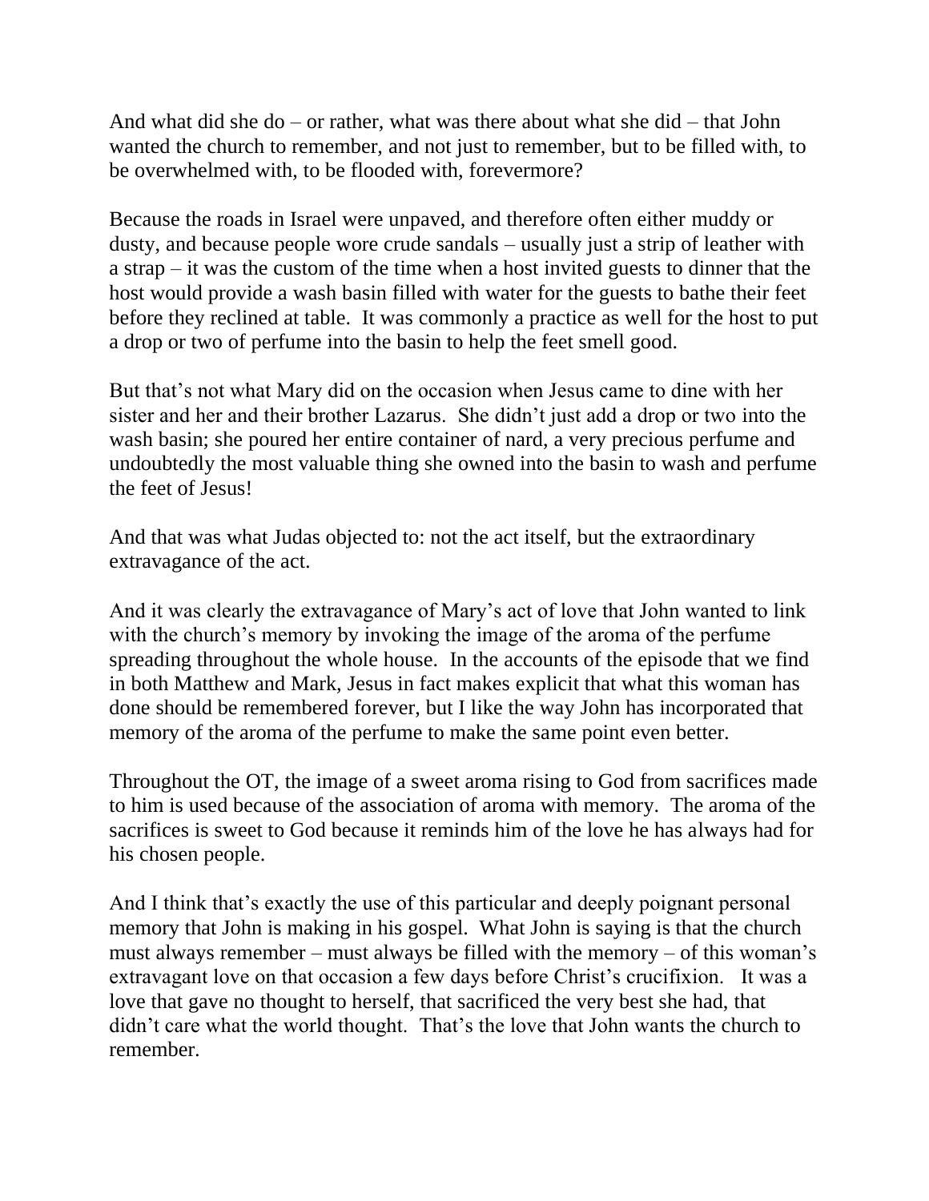And what did she do – or rather, what was there about what she did – that John wanted the church to remember, and not just to remember, but to be filled with, to be overwhelmed with, to be flooded with, forevermore?

Because the roads in Israel were unpaved, and therefore often either muddy or dusty, and because people wore crude sandals – usually just a strip of leather with a strap – it was the custom of the time when a host invited guests to dinner that the host would provide a wash basin filled with water for the guests to bathe their feet before they reclined at table. It was commonly a practice as well for the host to put a drop or two of perfume into the basin to help the feet smell good.

But that's not what Mary did on the occasion when Jesus came to dine with her sister and her and their brother Lazarus. She didn't just add a drop or two into the wash basin; she poured her entire container of nard, a very precious perfume and undoubtedly the most valuable thing she owned into the basin to wash and perfume the feet of Jesus!

And that was what Judas objected to: not the act itself, but the extraordinary extravagance of the act.

And it was clearly the extravagance of Mary's act of love that John wanted to link with the church's memory by invoking the image of the aroma of the perfume spreading throughout the whole house. In the accounts of the episode that we find in both Matthew and Mark, Jesus in fact makes explicit that what this woman has done should be remembered forever, but I like the way John has incorporated that memory of the aroma of the perfume to make the same point even better.

Throughout the OT, the image of a sweet aroma rising to God from sacrifices made to him is used because of the association of aroma with memory. The aroma of the sacrifices is sweet to God because it reminds him of the love he has always had for his chosen people.

And I think that's exactly the use of this particular and deeply poignant personal memory that John is making in his gospel. What John is saying is that the church must always remember – must always be filled with the memory – of this woman's extravagant love on that occasion a few days before Christ's crucifixion. It was a love that gave no thought to herself, that sacrificed the very best she had, that didn't care what the world thought. That's the love that John wants the church to remember.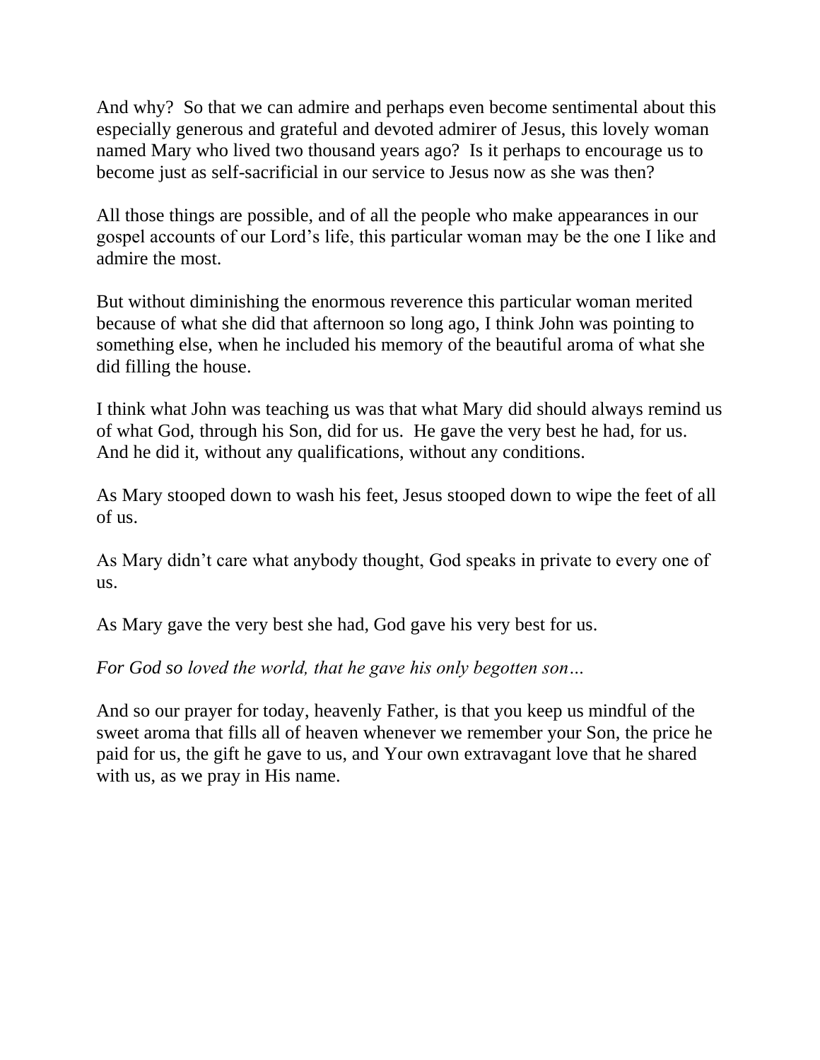And why?  So that we can admire and perhaps even become sentimental about this especially generous and grateful and devoted admirer of Jesus, this lovely woman named Mary who lived two thousand years ago?  Is it perhaps to encourage us to become just as self-sacrificial in our service to Jesus now as she was then?

All those things are possible, and of all the people who make appearances in our gospel accounts of our Lord's life, this particular woman may be the one I like and admire the most.

But without diminishing the enormous reverence this particular woman merited because of what she did that afternoon so long ago, I think John was pointing to something else, when he included his memory of the beautiful aroma of what she did filling the house.

I think what John was teaching us was that what Mary did should always remind us of what God, through his Son, did for us.  He gave the very best he had, for us.  And he did it, without any qualifications, without any conditions.

As Mary stooped down to wash his feet, Jesus stooped down to wipe the feet of all of us.

As Mary didn't care what anybody thought, God speaks in private to every one of us.

As Mary gave the very best she had, God gave his very best for us.

*For God so loved the world, that he gave his only begotten son…*

And so our prayer for today, heavenly Father, is that you keep us mindful of the sweet aroma that fills all of heaven whenever we remember your Son, the price he paid for us, the gift he gave to us, and Your own extravagant love that he shared with us, as we pray in His name.